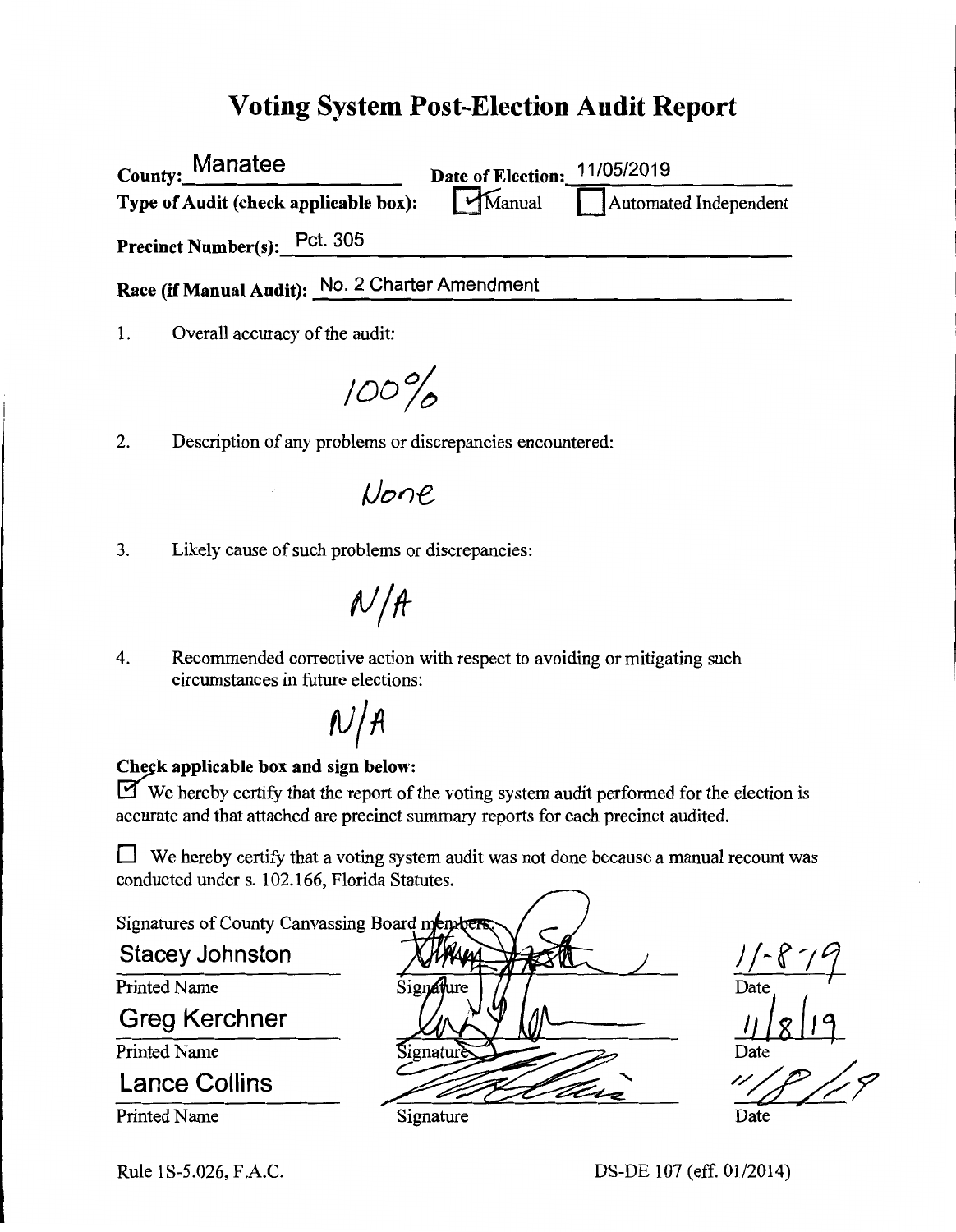# Voting System Post-Election Audit Report

**County:** Manatee **Date of Election:** 11/05/2019

**Type of Audit (check applicable box):** ☑ Manual ☐ Automated Independent

**Precinct Number(s):** Pct. 305

**Race (if Manual Audit):** No. 2 Charter Amendment

1. Overall accuracy of the audit:

   100%

2. Description of any problems or discrepancies encountered:

   None

3. Likely cause of such problems or discrepancies:

   N/A

4. Recommended corrective action with respect to avoiding or mitigating such circumstances in future elections:

   N/A

**Check applicable box and sign below:**

☑ We hereby certify that the report of the voting system audit performed for the election is accurate and that attached are precinct summary reports for each precinct audited.

☐ We hereby certify that a voting system audit was not done because a manual recount was conducted under s. 102.166, Florida Statutes.

Signatures of County Canvassing Board members:

| Printed Name | Signature | Date |
|---|---|---|
| Stacey Johnston | [signature] | 11-8-19 |
| Greg Kerchner | [signature] | 11/8/19 |
| Lance Collins | [signature] | 11/8/19 |

Rule 1S-5.026, F.A.C. DS-DE 107 (eff. 01/2014)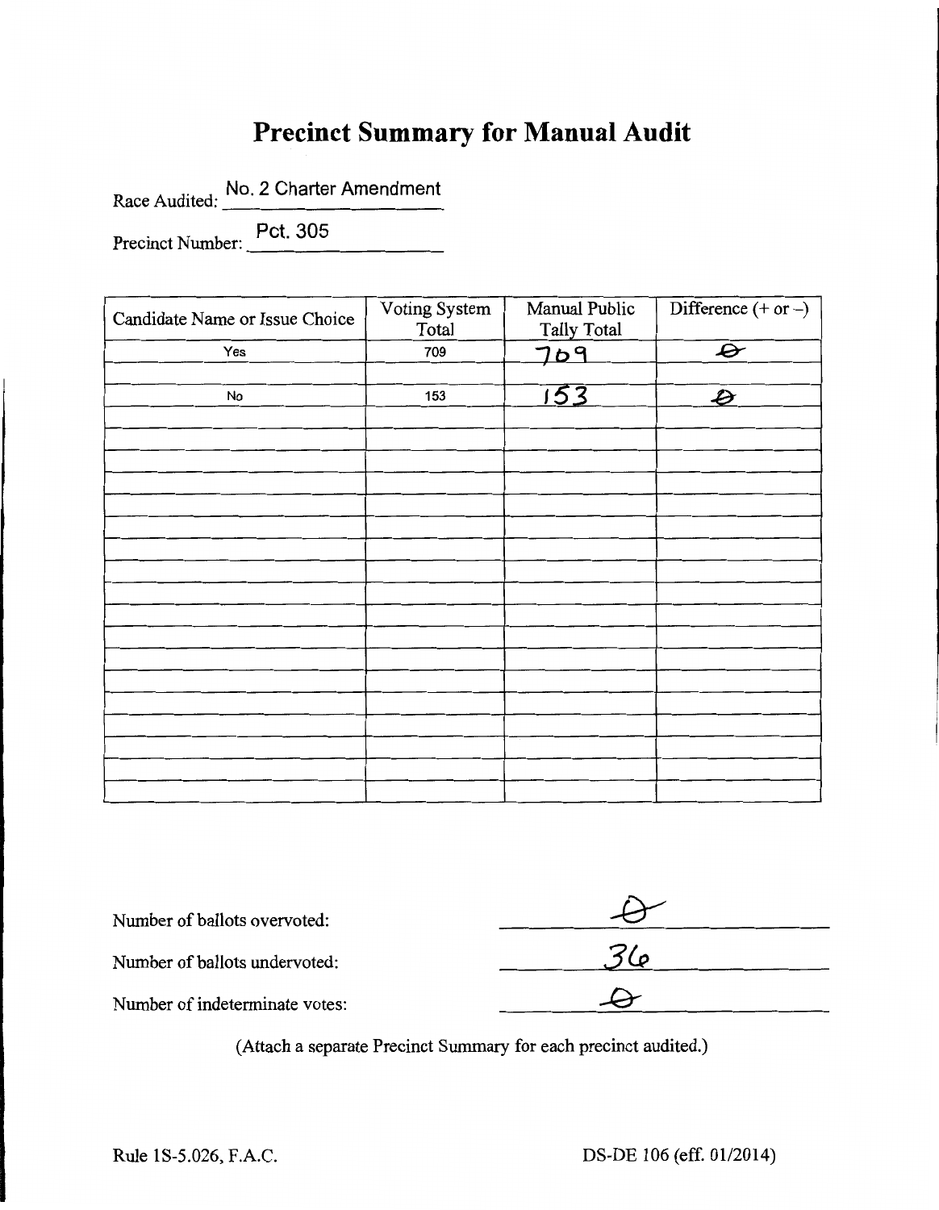# Precinct Summary for Manual Audit

Race Audited: No. 2 Charter Amendment

Precinct Number: Pct. 305

| Candidate Name or Issue Choice | Voting System Total | Manual Public Tally Total | Difference (+ or –) |
|---|---|---|---|
| Yes | 709 | 709 | 0 |
| | | | |
| No | 153 | 153 | 0 |
| | | | |
| | | | |
| | | | |
| | | | |
| | | | |
| | | | |
| | | | |
| | | | |
| | | | |
| | | | |
| | | | |
| | | | |
| | | | |
| | | | |
| | | | |
| | | | |
| | | | |
| | | | |
| | | | |

Number of ballots overvoted: 0

Number of ballots undervoted: 36

Number of indeterminate votes: 0

(Attach a separate Precinct Summary for each precinct audited.)

Rule 1S-5.026, F.A.C.

DS-DE 106 (eff. 01/2014)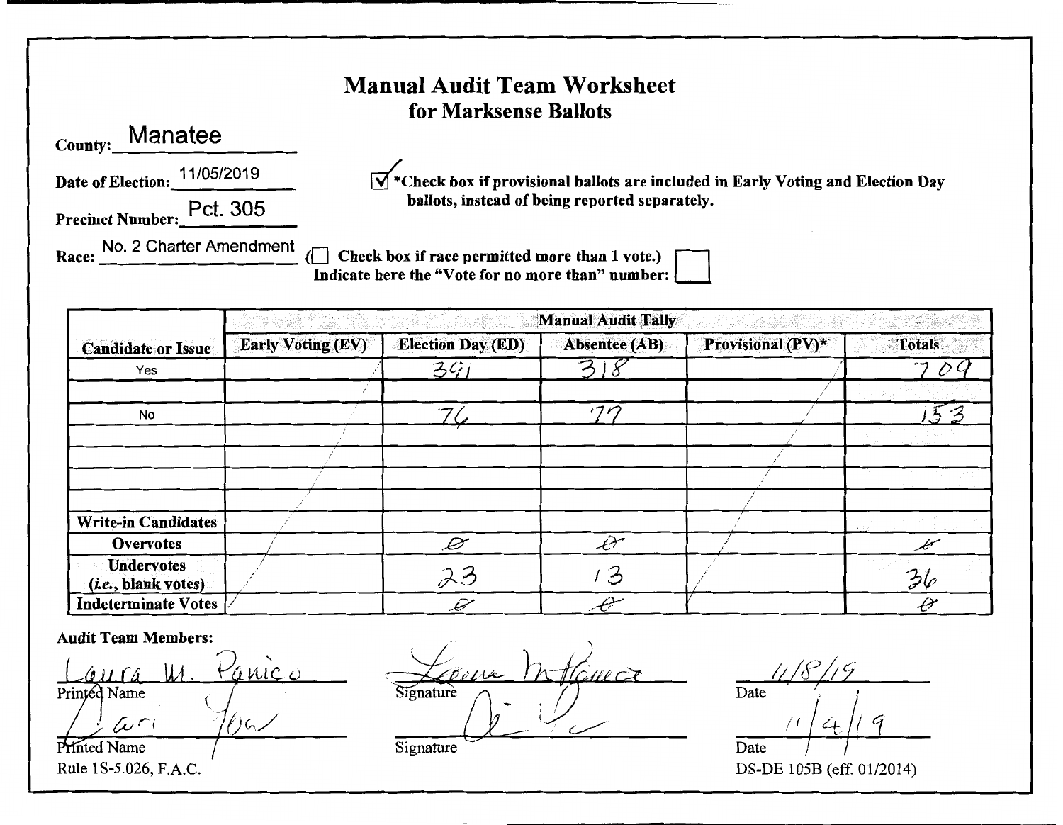# Manual Audit Team Worksheet
## for Marksense Ballots

**County:** Manatee

**Date of Election:** 11/05/2019

**Precinct Number:** Pct. 305

**Race:** No. 2 Charter Amendment

☑ ***Check box if provisional ballots are included in Early Voting and Election Day ballots, instead of being reported separately.**

**(☐ Check box if race permitted more than 1 vote.)**
**Indicate here the "Vote for no more than" number:** ☐

| Candidate or Issue | Manual Audit Tally | | | | |
|---|---|---|---|---|---|
| | Early Voting (EV) | Election Day (ED) | Absentee (AB) | Provisional (PV)* | Totals |
| Yes | | 391 | 318 | | 709 |
| | | | | | |
| No | | 76 | 77 | | 153 |
| | | | | | |
| | | | | | |
| | | | | | |
| | | | | | |
| **Write-in Candidates** | | | | | |
| **Overvotes** | | 0 | 0 | | 0 |
| **Undervotes (*i.e.*, blank votes)** | | 23 | 13 | | 36 |
| **Indeterminate Votes** | | 0 | 0 | | 0 |

**Audit Team Members:**

| Printed Name | Signature | Date |
|---|---|---|
| Laura M. Panico | Laura M. Panico | 11/8/19 |
| Lori Yow | (signature) | 11/4/19 |

Rule 1S-5.026, F.A.C.

DS-DE 105B (eff. 01/2014)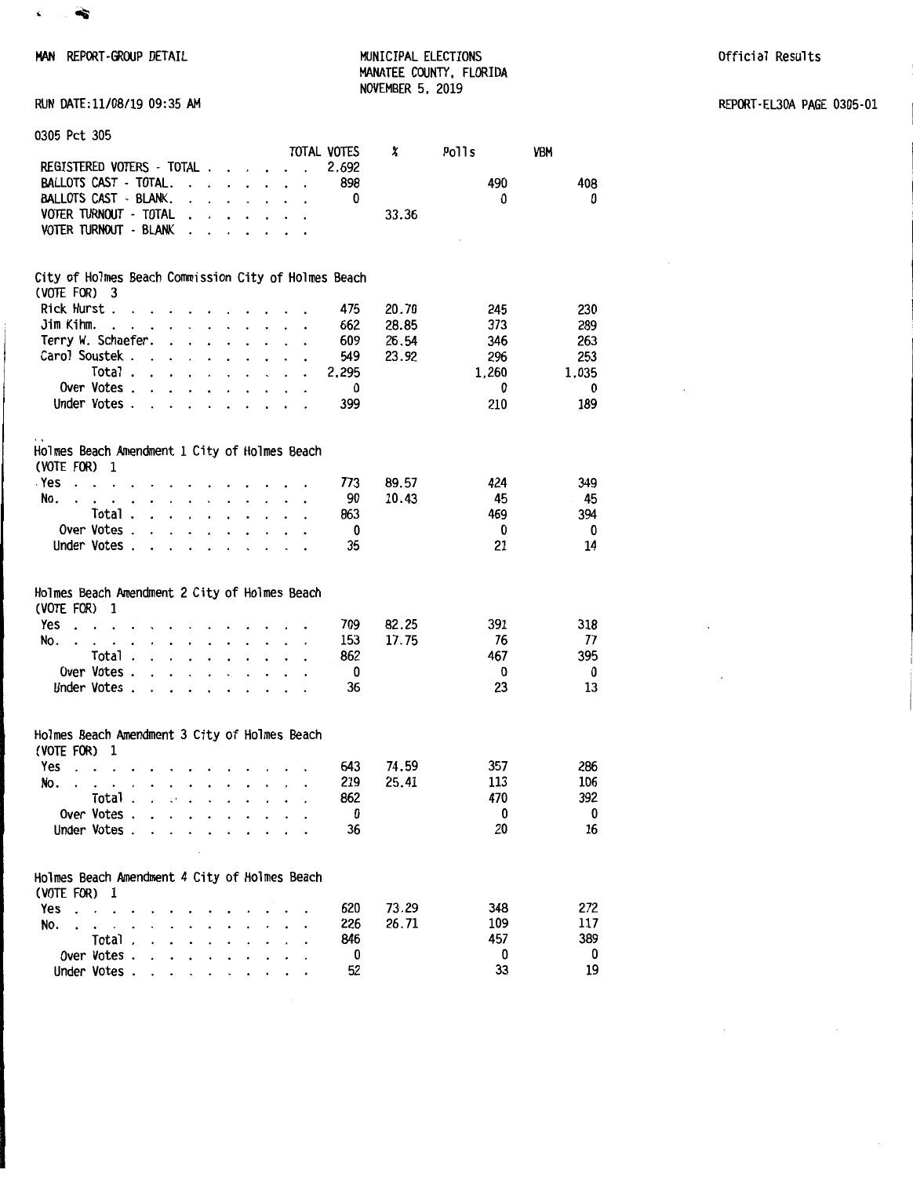MAN REPORT-GROUP DETAIL

MUNICIPAL ELECTIONS
MANATEE COUNTY, FLORIDA
NOVEMBER 5, 2019

Official Results

RUN DATE:11/08/19 09:35 AM

REPORT-EL30A PAGE 0305-01

0305 Pct 305

| | TOTAL VOTES | % | Polls | VBM |
|---|---|---|---|---|
| REGISTERED VOTERS - TOTAL | 2,692 | | | |
| BALLOTS CAST - TOTAL. | 898 | | 490 | 408 |
| BALLOTS CAST - BLANK. | 0 | | 0 | 0 |
| VOTER TURNOUT - TOTAL | | 33.36 | | |
| VOTER TURNOUT - BLANK | | | | |

City of Holmes Beach Commission City of Holmes Beach
(VOTE FOR) 3

| | TOTAL VOTES | % | Polls | VBM |
|---|---|---|---|---|
| Rick Hurst | 475 | 20.70 | 245 | 230 |
| Jim Kihm. | 662 | 28.85 | 373 | 289 |
| Terry W. Schaefer. | 609 | 26.54 | 346 | 263 |
| Carol Soustek | 549 | 23.92 | 296 | 253 |
| Total | 2,295 | | 1,260 | 1,035 |
| Over Votes | 0 | | 0 | 0 |
| Under Votes | 399 | | 210 | 189 |

Holmes Beach Amendment 1 City of Holmes Beach
(VOTE FOR) 1

| | TOTAL VOTES | % | Polls | VBM |
|---|---|---|---|---|
| Yes | 773 | 89.57 | 424 | 349 |
| No. | 90 | 10.43 | 45 | 45 |
| Total | 863 | | 469 | 394 |
| Over Votes | 0 | | 0 | 0 |
| Under Votes | 35 | | 21 | 14 |

Holmes Beach Amendment 2 City of Holmes Beach
(VOTE FOR) 1

| | TOTAL VOTES | % | Polls | VBM |
|---|---|---|---|---|
| Yes | 709 | 82.25 | 391 | 318 |
| No. | 153 | 17.75 | 76 | 77 |
| Total | 862 | | 467 | 395 |
| Over Votes | 0 | | 0 | 0 |
| Under Votes | 36 | | 23 | 13 |

Holmes Beach Amendment 3 City of Holmes Beach
(VOTE FOR) 1

| | TOTAL VOTES | % | Polls | VBM |
|---|---|---|---|---|
| Yes | 643 | 74.59 | 357 | 286 |
| No. | 219 | 25.41 | 113 | 106 |
| Total | 862 | | 470 | 392 |
| Over Votes | 0 | | 0 | 0 |
| Under Votes | 36 | | 20 | 16 |

Holmes Beach Amendment 4 City of Holmes Beach
(VOTE FOR) 1

| | TOTAL VOTES | % | Polls | VBM |
|---|---|---|---|---|
| Yes | 620 | 73.29 | 348 | 272 |
| No. | 226 | 26.71 | 109 | 117 |
| Total | 846 | | 457 | 389 |
| Over Votes | 0 | | 0 | 0 |
| Under Votes | 52 | | 33 | 19 |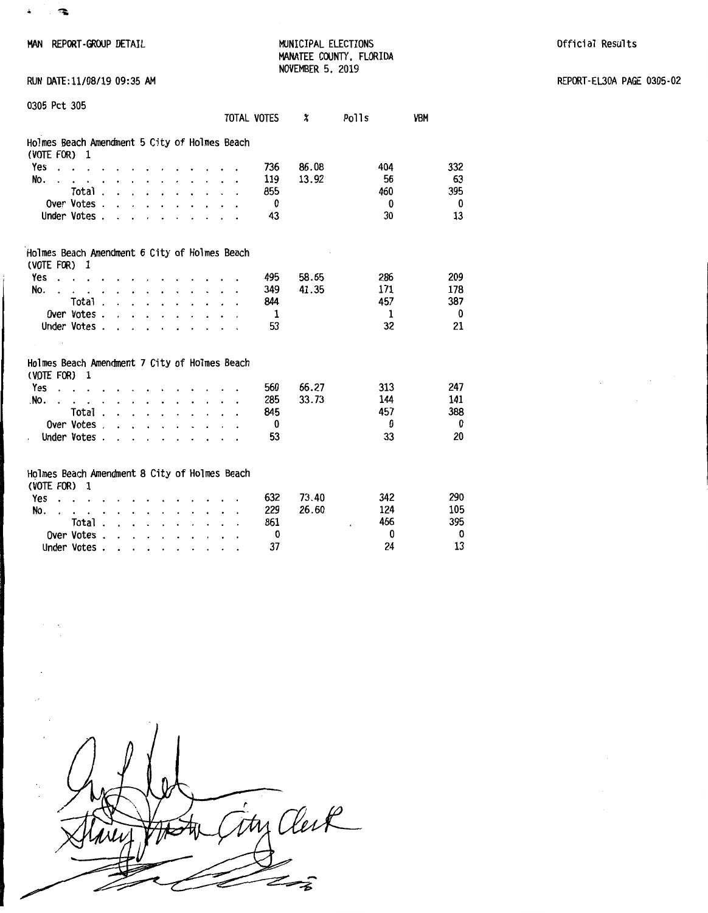MAN REPORT-GROUP DETAIL

MUNICIPAL ELECTIONS
MANATEE COUNTY, FLORIDA
NOVEMBER 5, 2019

Official Results

RUN DATE:11/08/19 09:35 AM

REPORT-EL30A PAGE 0305-02

0305 Pct 305

| | TOTAL VOTES | % | Polls | VBM |
|---|---|---|---|---|
| **Holmes Beach Amendment 5 City of Holmes Beach (VOTE FOR) 1** | | | | |
| Yes | 736 | 86.08 | 404 | 332 |
| No. | 119 | 13.92 | 56 | 63 |
| Total | 855 | | 460 | 395 |
| Over Votes | 0 | | 0 | 0 |
| Under Votes | 43 | | 30 | 13 |
| **Holmes Beach Amendment 6 City of Holmes Beach (VOTE FOR) 1** | | | | |
| Yes | 495 | 58.65 | 286 | 209 |
| No. | 349 | 41.35 | 171 | 178 |
| Total | 844 | | 457 | 387 |
| Over Votes | 1 | | 1 | 0 |
| Under Votes | 53 | | 32 | 21 |
| **Holmes Beach Amendment 7 City of Holmes Beach (VOTE FOR) 1** | | | | |
| Yes | 560 | 66.27 | 313 | 247 |
| No. | 285 | 33.73 | 144 | 141 |
| Total | 845 | | 457 | 388 |
| Over Votes | 0 | | 0 | 0 |
| Under Votes | 53 | | 33 | 20 |
| **Holmes Beach Amendment 8 City of Holmes Beach (VOTE FOR) 1** | | | | |
| Yes | 632 | 73.40 | 342 | 290 |
| No. | 229 | 26.60 | 124 | 105 |
| Total | 861 | | 466 | 395 |
| Over Votes | 0 | | 0 | 0 |
| Under Votes | 37 | | 24 | 13 |

City Clerk